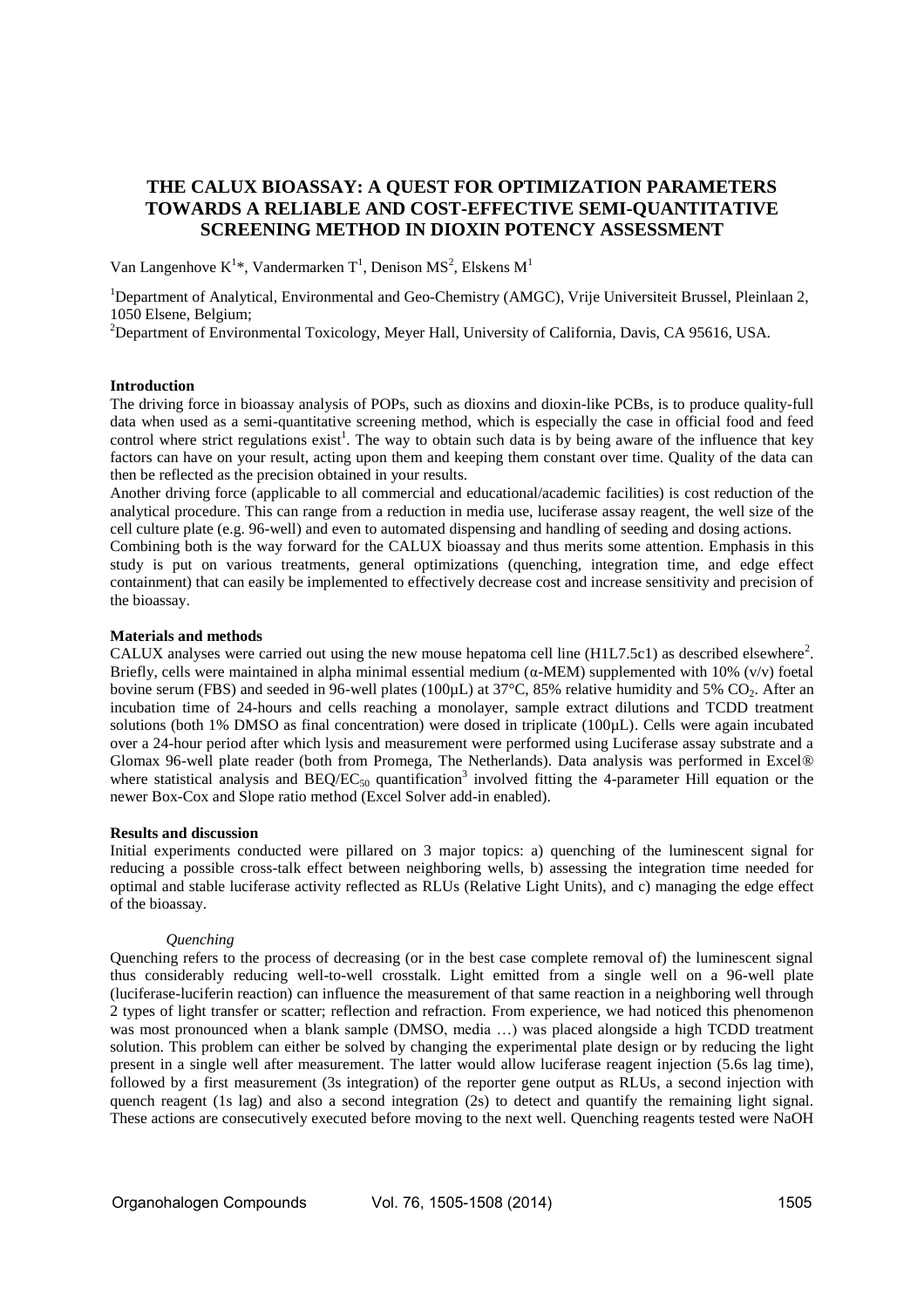# THE CALUX BIOASSAY: A QUEST FOR OPTIMIZATION PARAMETERS TOWARDS A RELIABLE AND COST-EFFECTIVE SEMI-QUANTITATIVE SCREENING METHOD IN DIOXIN POTENCY ASSESSMENT

Van Langenhove K[1]*, Vandermarken T[1], Denison MS[2], Elskens M[1]

[1]Department of Analytical, Environmental and Geo-Chemistry (AMGC), Vrije Universiteit Brussel, Pleinlaan 2, 1050 Elsene, Belgium;

[2]Department of Environmental Toxicology, Meyer Hall, University of California, Davis, CA 95616, USA.

## Introduction

The driving force in bioassay analysis of POPs, such as dioxins and dioxin-like PCBs, is to produce quality-full data when used as a semi-quantitative screening method, which is especially the case in official food and feed control where strict regulations exist[1]. The way to obtain such data is by being aware of the influence that key factors can have on your result, acting upon them and keeping them constant over time. Quality of the data can then be reflected as the precision obtained in your results.

Another driving force (applicable to all commercial and educational/academic facilities) is cost reduction of the analytical procedure. This can range from a reduction in media use, luciferase assay reagent, the well size of the cell culture plate (e.g. 96-well) and even to automated dispensing and handling of seeding and dosing actions.

Combining both is the way forward for the CALUX bioassay and thus merits some attention. Emphasis in this study is put on various treatments, general optimizations (quenching, integration time, and edge effect containment) that can easily be implemented to effectively decrease cost and increase sensitivity and precision of the bioassay.

## Materials and methods

CALUX analyses were carried out using the new mouse hepatoma cell line (H1L7.5c1) as described elsewhere[2]. Briefly, cells were maintained in alpha minimal essential medium (α-MEM) supplemented with 10% (v/v) foetal bovine serum (FBS) and seeded in 96-well plates (100µL) at 37°C, 85% relative humidity and 5% $CO_2$. After an incubation time of 24-hours and cells reaching a monolayer, sample extract dilutions and TCDD treatment solutions (both 1% DMSO as final concentration) were dosed in triplicate (100µL). Cells were again incubated over a 24-hour period after which lysis and measurement were performed using Luciferase assay substrate and a Glomax 96-well plate reader (both from Promega, The Netherlands). Data analysis was performed in Excel® where statistical analysis and BEQ/$EC_{50}$ quantification[3] involved fitting the 4-parameter Hill equation or the newer Box-Cox and Slope ratio method (Excel Solver add-in enabled).

## Results and discussion

Initial experiments conducted were pillared on 3 major topics: a) quenching of the luminescent signal for reducing a possible cross-talk effect between neighboring wells, b) assessing the integration time needed for optimal and stable luciferase activity reflected as RLUs (Relative Light Units), and c) managing the edge effect of the bioassay.

### *Quenching*

Quenching refers to the process of decreasing (or in the best case complete removal of) the luminescent signal thus considerably reducing well-to-well crosstalk. Light emitted from a single well on a 96-well plate (luciferase-luciferin reaction) can influence the measurement of that same reaction in a neighboring well through 2 types of light transfer or scatter; reflection and refraction. From experience, we had noticed this phenomenon was most pronounced when a blank sample (DMSO, media …) was placed alongside a high TCDD treatment solution. This problem can either be solved by changing the experimental plate design or by reducing the light present in a single well after measurement. The latter would allow luciferase reagent injection (5.6s lag time), followed by a first measurement (3s integration) of the reporter gene output as RLUs, a second injection with quench reagent (1s lag) and also a second integration (2s) to detect and quantify the remaining light signal. These actions are consecutively executed before moving to the next well. Quenching reagents tested were NaOH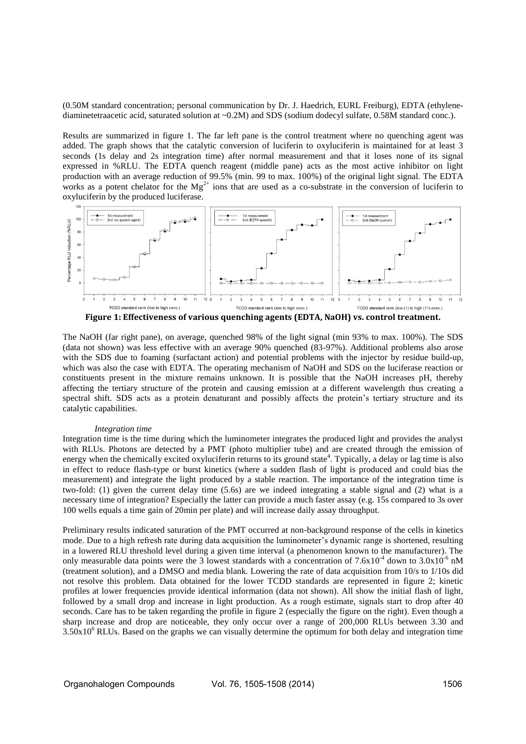(0.50M standard concentration; personal communication by Dr. J. Haedrich, EURL Freiburg), EDTA (ethylene-diaminetetraacetic acid, saturated solution at ~0.2M) and SDS (sodium dodecyl sulfate, 0.58M standard conc.).

Results are summarized in figure 1. The far left pane is the control treatment where no quenching agent was added. The graph shows that the catalytic conversion of luciferin to oxyluciferin is maintained for at least 3 seconds (1s delay and 2s integration time) after normal measurement and that it loses none of its signal expressed in %RLU. The EDTA quench reagent (middle pane) acts as the most active inhibitor on light production with an average reduction of 99.5% (min. 99 to max. 100%) of the original light signal. The EDTA works as a potent chelator for the $Mg^{2+}$ ions that are used as a co-substrate in the conversion of luciferin to oxyluciferin by the produced luciferase.

**Figure 1: Effectiveness of various quenching agents (EDTA, NaOH) vs. control treatment.**

The NaOH (far right pane), on average, quenched 98% of the light signal (min 93% to max. 100%). The SDS (data not shown) was less effective with an average 90% quenched (83-97%). Additional problems also arose with the SDS due to foaming (surfactant action) and potential problems with the injector by residue build-up, which was also the case with EDTA. The operating mechanism of NaOH and SDS on the luciferase reaction or constituents present in the mixture remains unknown. It is possible that the NaOH increases pH, thereby affecting the tertiary structure of the protein and causing emission at a different wavelength thus creating a spectral shift. SDS acts as a protein denaturant and possibly affects the protein's tertiary structure and its catalytic capabilities.

*Integration time*

Integration time is the time during which the luminometer integrates the produced light and provides the analyst with RLUs. Photons are detected by a PMT (photo multiplier tube) and are created through the emission of energy when the chemically excited oxyluciferin returns to its ground state[4]. Typically, a delay or lag time is also in effect to reduce flash-type or burst kinetics (where a sudden flash of light is produced and could bias the measurement) and integrate the light produced by a stable reaction. The importance of the integration time is two-fold: (1) given the current delay time (5.6s) are we indeed integrating a stable signal and (2) what is a necessary time of integration? Especially the latter can provide a much faster assay (e.g. 15s compared to 3s over 100 wells equals a time gain of 20min per plate) and will increase daily assay throughput.

Preliminary results indicated saturation of the PMT occurred at non-background response of the cells in kinetics mode. Due to a high refresh rate during data acquisition the luminometer's dynamic range is shortened, resulting in a lowered RLU threshold level during a given time interval (a phenomenon known to the manufacturer). The only measurable data points were the 3 lowest standards with a concentration of $7.6 \times 10^{-4}$ down to $3.0 \times 10^{-6}$ nM (treatment solution), and a DMSO and media blank. Lowering the rate of data acquisition from 10/s to 1/10s did not resolve this problem. Data obtained for the lower TCDD standards are represented in figure 2; kinetic profiles at lower frequencies provide identical information (data not shown). All show the initial flash of light, followed by a small drop and increase in light production. As a rough estimate, signals start to drop after 40 seconds. Care has to be taken regarding the profile in figure 2 (especially the figure on the right). Even though a sharp increase and drop are noticeable, they only occur over a range of 200,000 RLUs between 3.30 and $3.50 \times 10^{6}$ RLUs. Based on the graphs we can visually determine the optimum for both delay and integration time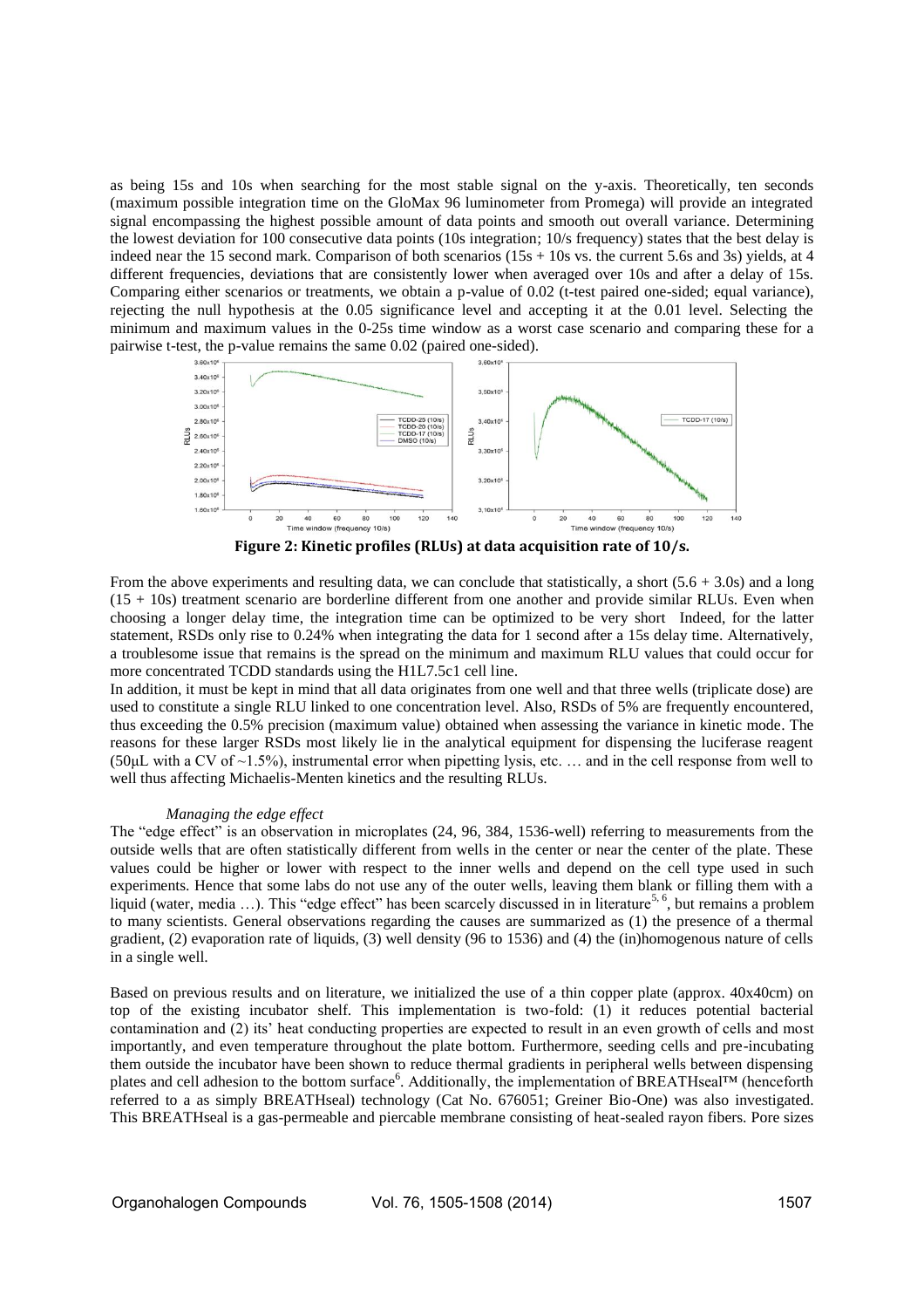as being 15s and 10s when searching for the most stable signal on the y-axis. Theoretically, ten seconds (maximum possible integration time on the GloMax 96 luminometer from Promega) will provide an integrated signal encompassing the highest possible amount of data points and smooth out overall variance. Determining the lowest deviation for 100 consecutive data points (10s integration; 10/s frequency) states that the best delay is indeed near the 15 second mark. Comparison of both scenarios (15s + 10s vs. the current 5.6s and 3s) yields, at 4 different frequencies, deviations that are consistently lower when averaged over 10s and after a delay of 15s. Comparing either scenarios or treatments, we obtain a p-value of 0.02 (t-test paired one-sided; equal variance), rejecting the null hypothesis at the 0.05 significance level and accepting it at the 0.01 level. Selecting the minimum and maximum values in the 0-25s time window as a worst case scenario and comparing these for a pairwise t-test, the p-value remains the same 0.02 (paired one-sided).

**Figure 2: Kinetic profiles (RLUs) at data acquisition rate of 10/s.**

From the above experiments and resulting data, we can conclude that statistically, a short (5.6 + 3.0s) and a long (15 + 10s) treatment scenario are borderline different from one another and provide similar RLUs. Even when choosing a longer delay time, the integration time can be optimized to be very short Indeed, for the latter statement, RSDs only rise to 0.24% when integrating the data for 1 second after a 15s delay time. Alternatively, a troublesome issue that remains is the spread on the minimum and maximum RLU values that could occur for more concentrated TCDD standards using the H1L7.5c1 cell line.

In addition, it must be kept in mind that all data originates from one well and that three wells (triplicate dose) are used to constitute a single RLU linked to one concentration level. Also, RSDs of 5% are frequently encountered, thus exceeding the 0.5% precision (maximum value) obtained when assessing the variance in kinetic mode. The reasons for these larger RSDs most likely lie in the analytical equipment for dispensing the luciferase reagent (50μL with a CV of ~1.5%), instrumental error when pipetting lysis, etc. … and in the cell response from well to well thus affecting Michaelis-Menten kinetics and the resulting RLUs.

*Managing the edge effect*

The "edge effect" is an observation in microplates (24, 96, 384, 1536-well) referring to measurements from the outside wells that are often statistically different from wells in the center or near the center of the plate. These values could be higher or lower with respect to the inner wells and depend on the cell type used in such experiments. Hence that some labs do not use any of the outer wells, leaving them blank or filling them with a liquid (water, media …). This "edge effect" has been scarcely discussed in in literature[5, 6], but remains a problem to many scientists. General observations regarding the causes are summarized as (1) the presence of a thermal gradient, (2) evaporation rate of liquids, (3) well density (96 to 1536) and (4) the (in)homogenous nature of cells in a single well.

Based on previous results and on literature, we initialized the use of a thin copper plate (approx. 40x40cm) on top of the existing incubator shelf. This implementation is two-fold: (1) it reduces potential bacterial contamination and (2) its' heat conducting properties are expected to result in an even growth of cells and most importantly, and even temperature throughout the plate bottom. Furthermore, seeding cells and pre-incubating them outside the incubator have been shown to reduce thermal gradients in peripheral wells between dispensing plates and cell adhesion to the bottom surface[6]. Additionally, the implementation of BREATHseal™ (henceforth referred to a as simply BREATHseal) technology (Cat No. 676051; Greiner Bio-One) was also investigated. This BREATHseal is a gas-permeable and piercable membrane consisting of heat-sealed rayon fibers. Pore sizes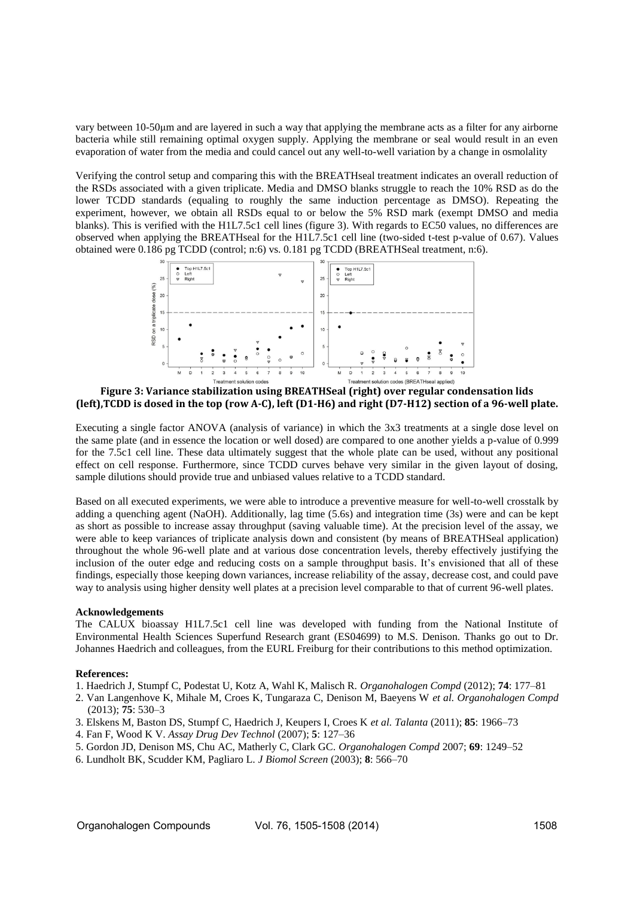vary between 10-50μm and are layered in such a way that applying the membrane acts as a filter for any airborne bacteria while still remaining optimal oxygen supply. Applying the membrane or seal would result in an even evaporation of water from the media and could cancel out any well-to-well variation by a change in osmolality

Verifying the control setup and comparing this with the BREATHseal treatment indicates an overall reduction of the RSDs associated with a given triplicate. Media and DMSO blanks struggle to reach the 10% RSD as do the lower TCDD standards (equaling to roughly the same induction percentage as DMSO). Repeating the experiment, however, we obtain all RSDs equal to or below the 5% RSD mark (exempt DMSO and media blanks). This is verified with the H1L7.5c1 cell lines (figure 3). With regards to EC50 values, no differences are observed when applying the BREATHseal for the H1L7.5c1 cell line (two-sided t-test p-value of 0.67). Values obtained were 0.186 pg TCDD (control; n:6) vs. 0.181 pg TCDD (BREATHSeal treatment, n:6).

RSD on a triplicate dose (%)

Top H1L7.5c1
Left
Right

M D 1 2 3 4 5 6 7 8 9 10

Treatment solution codes

Treatment solution codes (BREATHseal applied)

**Figure 3: Variance stabilization using BREATHSeal (right) over regular condensation lids (left),TCDD is dosed in the top (row A-C), left (D1-H6) and right (D7-H12) section of a 96-well plate.**

Executing a single factor ANOVA (analysis of variance) in which the 3x3 treatments at a single dose level on the same plate (and in essence the location or well dosed) are compared to one another yields a p-value of 0.999 for the 7.5c1 cell line. These data ultimately suggest that the whole plate can be used, without any positional effect on cell response. Furthermore, since TCDD curves behave very similar in the given layout of dosing, sample dilutions should provide true and unbiased values relative to a TCDD standard.

Based on all executed experiments, we were able to introduce a preventive measure for well-to-well crosstalk by adding a quenching agent (NaOH). Additionally, lag time (5.6s) and integration time (3s) were and can be kept as short as possible to increase assay throughput (saving valuable time). At the precision level of the assay, we were able to keep variances of triplicate analysis down and consistent (by means of BREATHSeal application) throughout the whole 96-well plate and at various dose concentration levels, thereby effectively justifying the inclusion of the outer edge and reducing costs on a sample throughput basis. It's envisioned that all of these findings, especially those keeping down variances, increase reliability of the assay, decrease cost, and could pave way to analysis using higher density well plates at a precision level comparable to that of current 96-well plates.

**Acknowledgements**

The CALUX bioassay H1L7.5c1 cell line was developed with funding from the National Institute of Environmental Health Sciences Superfund Research grant (ES04699) to M.S. Denison. Thanks go out to Dr. Johannes Haedrich and colleagues, from the EURL Freiburg for their contributions to this method optimization.

**References:**

1. Haedrich J, Stumpf C, Podestat U, Kotz A, Wahl K, Malisch R. *Organohalogen Compd* (2012); **74**: 177–81
2. Van Langenhove K, Mihale M, Croes K, Tungaraza C, Denison M, Baeyens W *et al. Organohalogen Compd* (2013); **75**: 530–3
3. Elskens M, Baston DS, Stumpf C, Haedrich J, Keupers I, Croes K *et al. Talanta* (2011); **85**: 1966–73
4. Fan F, Wood K V. *Assay Drug Dev Technol* (2007); **5**: 127–36
5. Gordon JD, Denison MS, Chu AC, Matherly C, Clark GC. *Organohalogen Compd* 2007; **69**: 1249–52
6. Lundholt BK, Scudder KM, Pagliaro L. *J Biomol Screen* (2003); **8**: 566–70